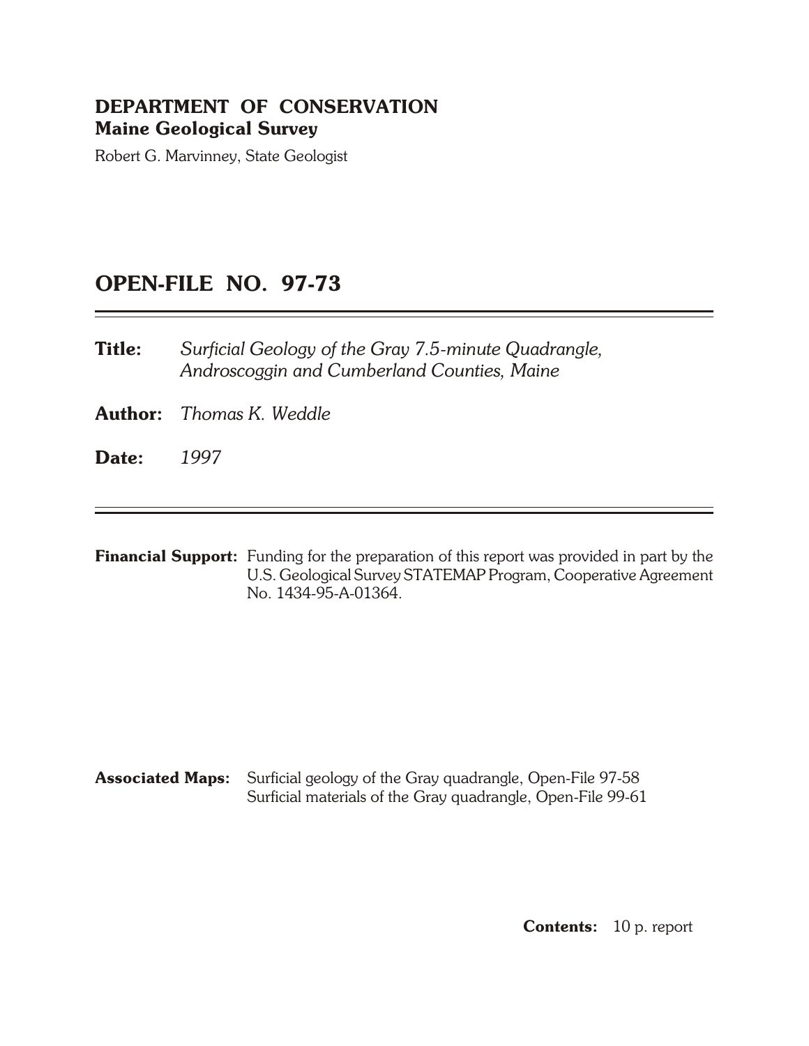**DEPARTMENT OF CONSERVATION**
**Maine Geological Survey**

Robert G. Marvinney, State Geologist

# OPEN-FILE NO. 97-73

**Title:** *Surficial Geology of the Gray 7.5-minute Quadrangle, Androscoggin and Cumberland Counties, Maine*

**Author:** *Thomas K. Weddle*

**Date:** *1997*

**Financial Support:** Funding for the preparation of this report was provided in part by the U.S. Geological Survey STATEMAP Program, Cooperative Agreement No. 1434-95-A-01364.

**Associated Maps:** Surficial geology of the Gray quadrangle, Open-File 97-58
Surficial materials of the Gray quadrangle, Open-File 99-61

**Contents:** 10 p. report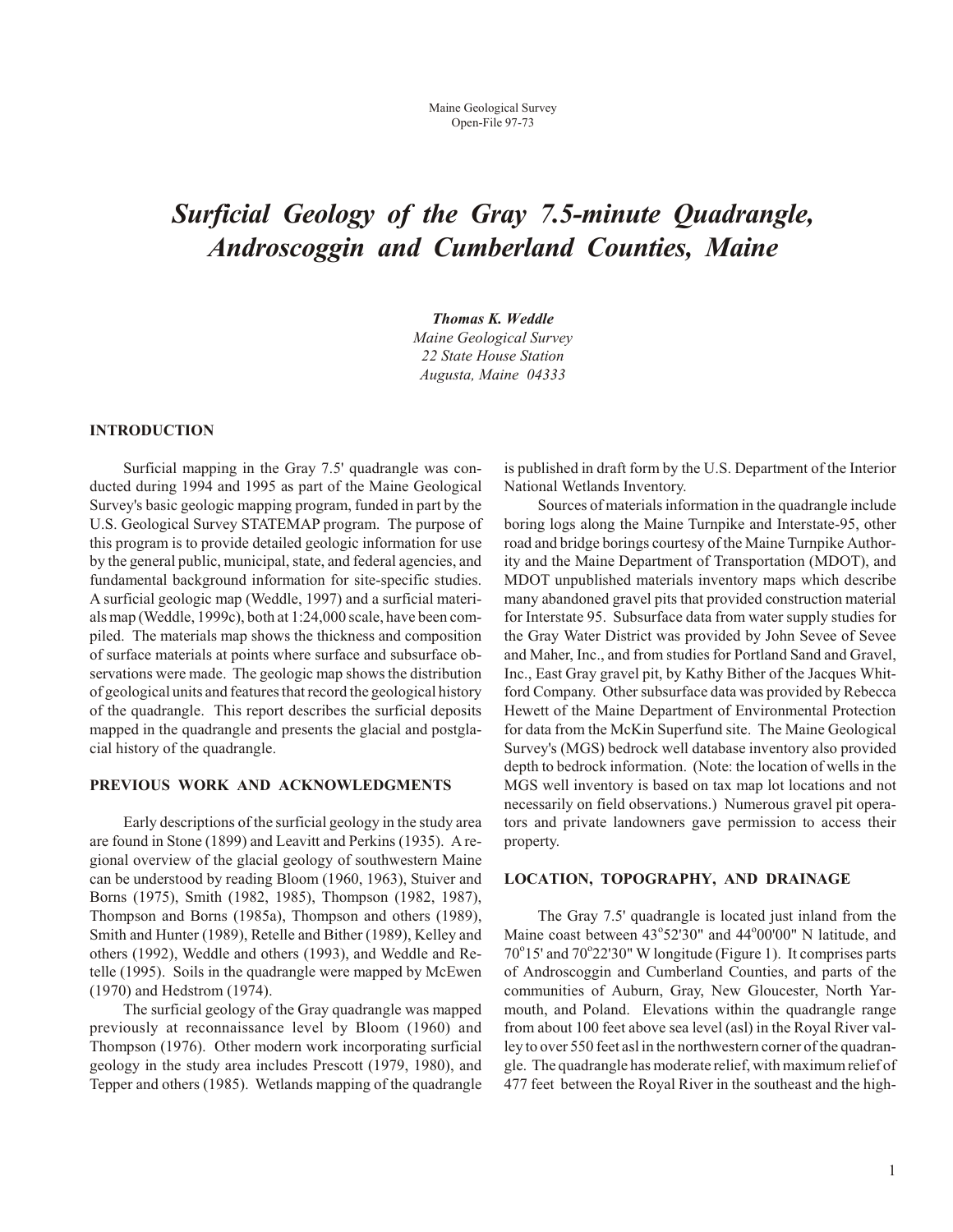Maine Geological Survey
Open-File 97-73

# *Surficial Geology of the Gray 7.5-minute Quadrangle, Androscoggin and Cumberland Counties, Maine*

***Thomas K. Weddle***
*Maine Geological Survey*
*22 State House Station*
*Augusta, Maine 04333*

## INTRODUCTION

Surficial mapping in the Gray 7.5' quadrangle was conducted during 1994 and 1995 as part of the Maine Geological Survey's basic geologic mapping program, funded in part by the U.S. Geological Survey STATEMAP program. The purpose of this program is to provide detailed geologic information for use by the general public, municipal, state, and federal agencies, and fundamental background information for site-specific studies. A surficial geologic map (Weddle, 1997) and a surficial materials map (Weddle, 1999c), both at 1:24,000 scale, have been compiled. The materials map shows the thickness and composition of surface materials at points where surface and subsurface observations were made. The geologic map shows the distribution of geological units and features that record the geological history of the quadrangle. This report describes the surficial deposits mapped in the quadrangle and presents the glacial and postglacial history of the quadrangle.

## PREVIOUS WORK AND ACKNOWLEDGMENTS

Early descriptions of the surficial geology in the study area are found in Stone (1899) and Leavitt and Perkins (1935). A regional overview of the glacial geology of southwestern Maine can be understood by reading Bloom (1960, 1963), Stuiver and Borns (1975), Smith (1982, 1985), Thompson (1982, 1987), Thompson and Borns (1985a), Thompson and others (1989), Smith and Hunter (1989), Retelle and Bither (1989), Kelley and others (1992), Weddle and others (1993), and Weddle and Retelle (1995). Soils in the quadrangle were mapped by McEwen (1970) and Hedstrom (1974).

The surficial geology of the Gray quadrangle was mapped previously at reconnaissance level by Bloom (1960) and Thompson (1976). Other modern work incorporating surficial geology in the study area includes Prescott (1979, 1980), and Tepper and others (1985). Wetlands mapping of the quadrangle is published in draft form by the U.S. Department of the Interior National Wetlands Inventory.

Sources of materials information in the quadrangle include boring logs along the Maine Turnpike and Interstate-95, other road and bridge borings courtesy of the Maine Turnpike Authority and the Maine Department of Transportation (MDOT), and MDOT unpublished materials inventory maps which describe many abandoned gravel pits that provided construction material for Interstate 95. Subsurface data from water supply studies for the Gray Water District was provided by John Sevee of Sevee and Maher, Inc., and from studies for Portland Sand and Gravel, Inc., East Gray gravel pit, by Kathy Bither of the Jacques Whitford Company. Other subsurface data was provided by Rebecca Hewett of the Maine Department of Environmental Protection for data from the McKin Superfund site. The Maine Geological Survey's (MGS) bedrock well database inventory also provided depth to bedrock information. (Note: the location of wells in the MGS well inventory is based on tax map lot locations and not necessarily on field observations.) Numerous gravel pit operators and private landowners gave permission to access their property.

## LOCATION, TOPOGRAPHY, AND DRAINAGE

The Gray 7.5' quadrangle is located just inland from the Maine coast between 43°52'30" and 44°00'00" N latitude, and 70°15' and 70°22'30" W longitude (Figure 1). It comprises parts of Androscoggin and Cumberland Counties, and parts of the communities of Auburn, Gray, New Gloucester, North Yarmouth, and Poland. Elevations within the quadrangle range from about 100 feet above sea level (asl) in the Royal River valley to over 550 feet asl in the northwestern corner of the quadrangle. The quadrangle has moderate relief, with maximum relief of 477 feet between the Royal River in the southeast and the high-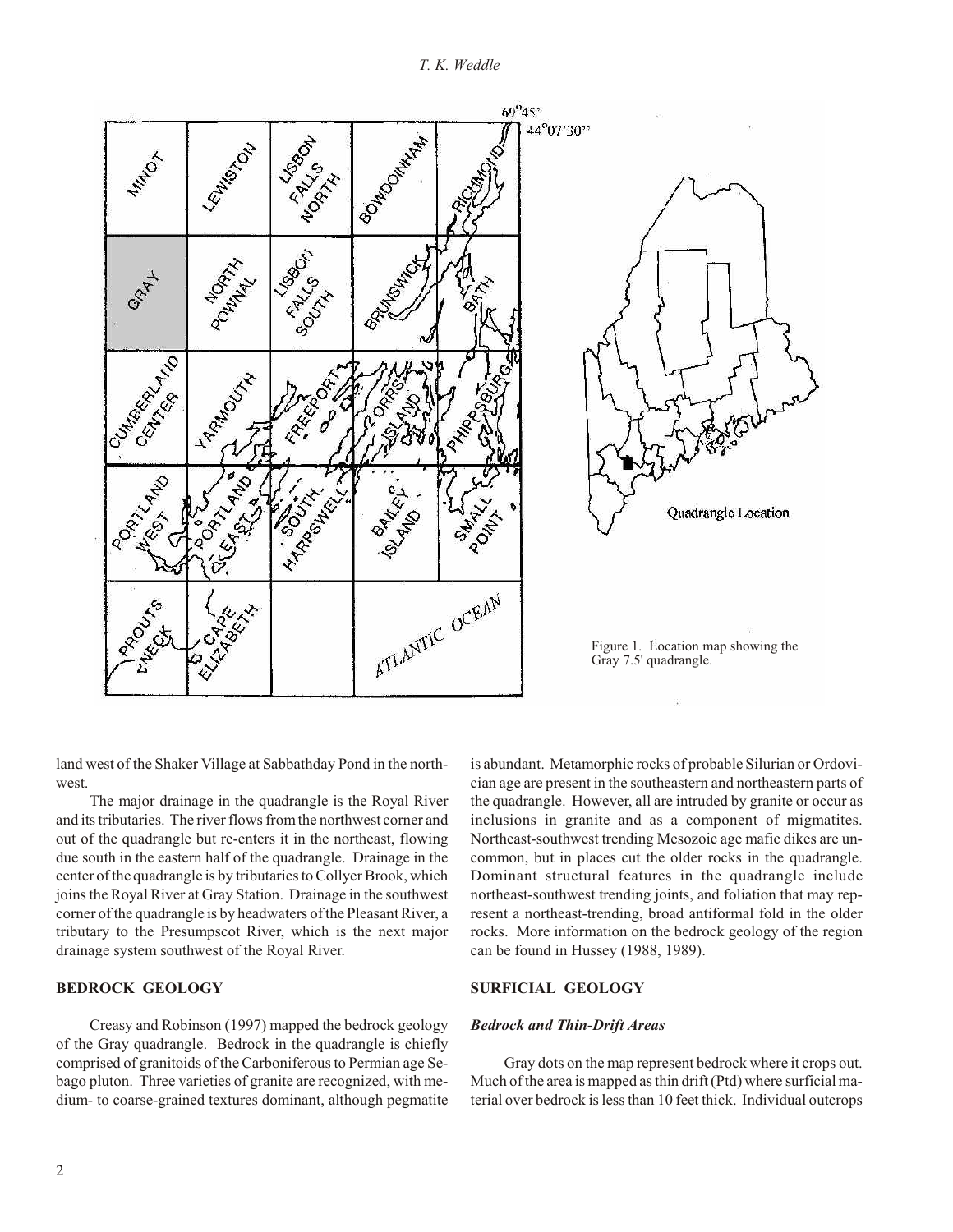Figure 1. Location map showing the Gray 7.5' quadrangle.

land west of the Shaker Village at Sabbathday Pond in the northwest.

The major drainage in the quadrangle is the Royal River and its tributaries. The river flows from the northwest corner and out of the quadrangle but re-enters it in the northeast, flowing due south in the eastern half of the quadrangle. Drainage in the center of the quadrangle is by tributaries to Collyer Brook, which joins the Royal River at Gray Station. Drainage in the southwest corner of the quadrangle is by headwaters of the Pleasant River, a tributary to the Presumpscot River, which is the next major drainage system southwest of the Royal River.

## BEDROCK GEOLOGY

Creasy and Robinson (1997) mapped the bedrock geology of the Gray quadrangle. Bedrock in the quadrangle is chiefly comprised of granitoids of the Carboniferous to Permian age Sebago pluton. Three varieties of granite are recognized, with medium- to coarse-grained textures dominant, although pegmatite is abundant. Metamorphic rocks of probable Silurian or Ordovician age are present in the southeastern and northeastern parts of the quadrangle. However, all are intruded by granite or occur as inclusions in granite and as a component of migmatites. Northeast-southwest trending Mesozoic age mafic dikes are uncommon, but in places cut the older rocks in the quadrangle. Dominant structural features in the quadrangle include northeast-southwest trending joints, and foliation that may represent a northeast-trending, broad antiformal fold in the older rocks. More information on the bedrock geology of the region can be found in Hussey (1988, 1989).

## SURFICIAL GEOLOGY

### *Bedrock and Thin-Drift Areas*

Gray dots on the map represent bedrock where it crops out. Much of the area is mapped as thin drift (Ptd) where surficial material over bedrock is less than 10 feet thick. Individual outcrops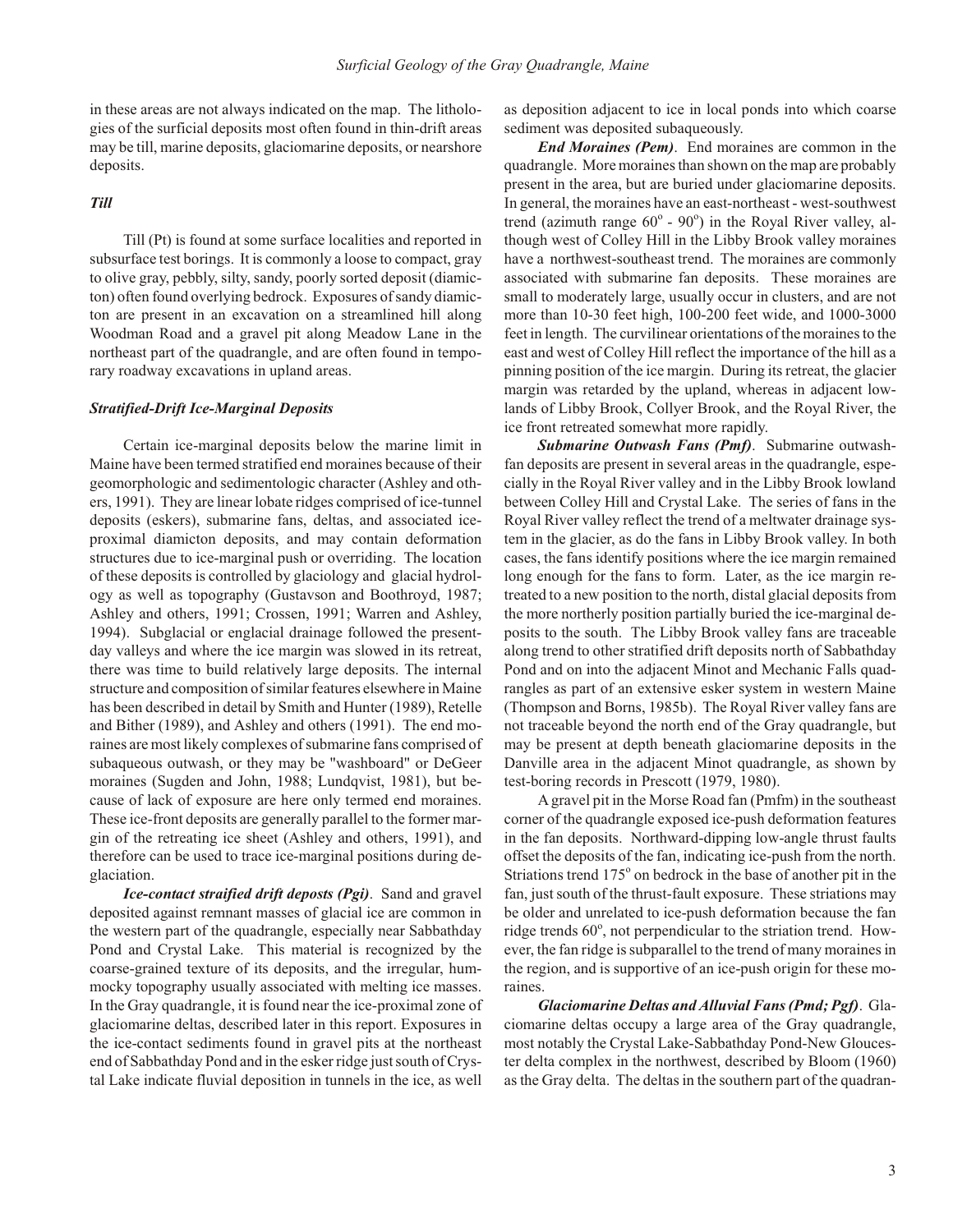in these areas are not always indicated on the map. The lithologies of the surficial deposits most often found in thin-drift areas may be till, marine deposits, glaciomarine deposits, or nearshore deposits.

### *Till*

Till (Pt) is found at some surface localities and reported in subsurface test borings. It is commonly a loose to compact, gray to olive gray, pebbly, silty, sandy, poorly sorted deposit (diamicton) often found overlying bedrock. Exposures of sandy diamicton are present in an excavation on a streamlined hill along Woodman Road and a gravel pit along Meadow Lane in the northeast part of the quadrangle, and are often found in temporary roadway excavations in upland areas.

### *Stratified-Drift Ice-Marginal Deposits*

Certain ice-marginal deposits below the marine limit in Maine have been termed stratified end moraines because of their geomorphologic and sedimentologic character (Ashley and others, 1991). They are linear lobate ridges comprised of ice-tunnel deposits (eskers), submarine fans, deltas, and associated ice-proximal diamicton deposits, and may contain deformation structures due to ice-marginal push or overriding. The location of these deposits is controlled by glaciology and glacial hydrology as well as topography (Gustavson and Boothroyd, 1987; Ashley and others, 1991; Crossen, 1991; Warren and Ashley, 1994). Subglacial or englacial drainage followed the present-day valleys and where the ice margin was slowed in its retreat, there was time to build relatively large deposits. The internal structure and composition of similar features elsewhere in Maine has been described in detail by Smith and Hunter (1989), Retelle and Bither (1989), and Ashley and others (1991). The end moraines are most likely complexes of submarine fans comprised of subaqueous outwash, or they may be "washboard" or DeGeer moraines (Sugden and John, 1988; Lundqvist, 1981), but because of lack of exposure are here only termed end moraines. These ice-front deposits are generally parallel to the former margin of the retreating ice sheet (Ashley and others, 1991), and therefore can be used to trace ice-marginal positions during deglaciation.

***Ice-contact straified drift deposts (Pgi)***. Sand and gravel deposited against remnant masses of glacial ice are common in the western part of the quadrangle, especially near Sabbathday Pond and Crystal Lake. This material is recognized by the coarse-grained texture of its deposits, and the irregular, hummocky topography usually associated with melting ice masses. In the Gray quadrangle, it is found near the ice-proximal zone of glaciomarine deltas, described later in this report. Exposures in the ice-contact sediments found in gravel pits at the northeast end of Sabbathday Pond and in the esker ridge just south of Crystal Lake indicate fluvial deposition in tunnels in the ice, as well as deposition adjacent to ice in local ponds into which coarse sediment was deposited subaqueously.

***End Moraines (Pem)***. End moraines are common in the quadrangle. More moraines than shown on the map are probably present in the area, but are buried under glaciomarine deposits. In general, the moraines have an east-northeast - west-southwest trend (azimuth range 60° - 90°) in the Royal River valley, although west of Colley Hill in the Libby Brook valley moraines have a northwest-southeast trend. The moraines are commonly associated with submarine fan deposits. These moraines are small to moderately large, usually occur in clusters, and are not more than 10-30 feet high, 100-200 feet wide, and 1000-3000 feet in length. The curvilinear orientations of the moraines to the east and west of Colley Hill reflect the importance of the hill as a pinning position of the ice margin. During its retreat, the glacier margin was retarded by the upland, whereas in adjacent lowlands of Libby Brook, Collyer Brook, and the Royal River, the ice front retreated somewhat more rapidly.

***Submarine Outwash Fans (Pmf)***. Submarine outwash-fan deposits are present in several areas in the quadrangle, especially in the Royal River valley and in the Libby Brook lowland between Colley Hill and Crystal Lake. The series of fans in the Royal River valley reflect the trend of a meltwater drainage system in the glacier, as do the fans in Libby Brook valley. In both cases, the fans identify positions where the ice margin remained long enough for the fans to form. Later, as the ice margin retreated to a new position to the north, distal glacial deposits from the more northerly position partially buried the ice-marginal deposits to the south. The Libby Brook valley fans are traceable along trend to other stratified drift deposits north of Sabbathday Pond and on into the adjacent Minot and Mechanic Falls quadrangles as part of an extensive esker system in western Maine (Thompson and Borns, 1985b). The Royal River valley fans are not traceable beyond the north end of the Gray quadrangle, but may be present at depth beneath glaciomarine deposits in the Danville area in the adjacent Minot quadrangle, as shown by test-boring records in Prescott (1979, 1980).

A gravel pit in the Morse Road fan (Pmfm) in the southeast corner of the quadrangle exposed ice-push deformation features in the fan deposits. Northward-dipping low-angle thrust faults offset the deposits of the fan, indicating ice-push from the north. Striations trend 175° on bedrock in the base of another pit in the fan, just south of the thrust-fault exposure. These striations may be older and unrelated to ice-push deformation because the fan ridge trends 60°, not perpendicular to the striation trend. However, the fan ridge is subparallel to the trend of many moraines in the region, and is supportive of an ice-push origin for these moraines.

***Glaciomarine Deltas and Alluvial Fans (Pmd; Pgf)***. Glaciomarine deltas occupy a large area of the Gray quadrangle, most notably the Crystal Lake-Sabbathday Pond-New Gloucester delta complex in the northwest, described by Bloom (1960) as the Gray delta. The deltas in the southern part of the quadran-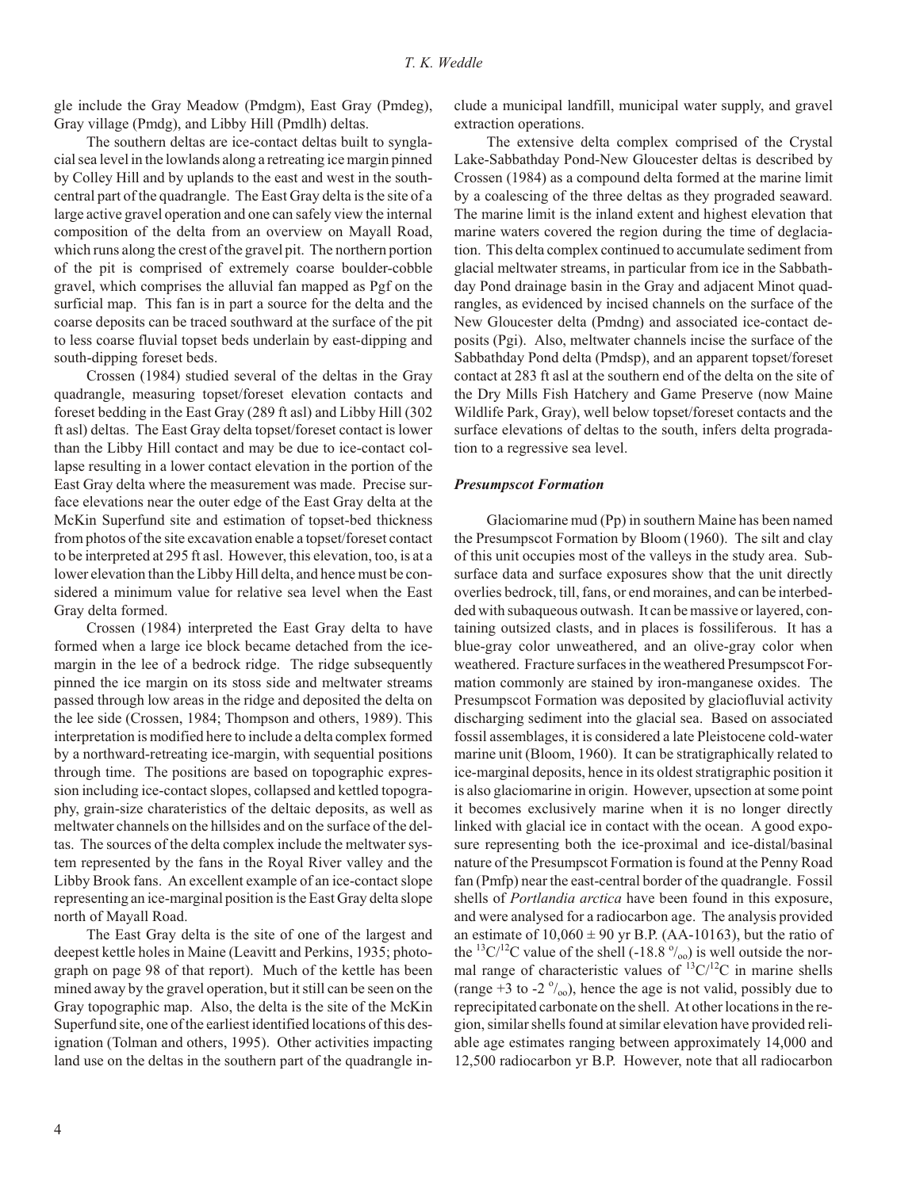gle include the Gray Meadow (Pmdgm), East Gray (Pmdeg), Gray village (Pmdg), and Libby Hill (Pmdlh) deltas.

The southern deltas are ice-contact deltas built to synglacial sea level in the lowlands along a retreating ice margin pinned by Colley Hill and by uplands to the east and west in the south-central part of the quadrangle. The East Gray delta is the site of a large active gravel operation and one can safely view the internal composition of the delta from an overview on Mayall Road, which runs along the crest of the gravel pit. The northern portion of the pit is comprised of extremely coarse boulder-cobble gravel, which comprises the alluvial fan mapped as Pgf on the surficial map. This fan is in part a source for the delta and the coarse deposits can be traced southward at the surface of the pit to less coarse fluvial topset beds underlain by east-dipping and south-dipping foreset beds.

Crossen (1984) studied several of the deltas in the Gray quadrangle, measuring topset/foreset elevation contacts and foreset bedding in the East Gray (289 ft asl) and Libby Hill (302 ft asl) deltas. The East Gray delta topset/foreset contact is lower than the Libby Hill contact and may be due to ice-contact collapse resulting in a lower contact elevation in the portion of the East Gray delta where the measurement was made. Precise surface elevations near the outer edge of the East Gray delta at the McKin Superfund site and estimation of topset-bed thickness from photos of the site excavation enable a topset/foreset contact to be interpreted at 295 ft asl. However, this elevation, too, is at a lower elevation than the Libby Hill delta, and hence must be considered a minimum value for relative sea level when the East Gray delta formed.

Crossen (1984) interpreted the East Gray delta to have formed when a large ice block became detached from the ice-margin in the lee of a bedrock ridge. The ridge subsequently pinned the ice margin on its stoss side and meltwater streams passed through low areas in the ridge and deposited the delta on the lee side (Crossen, 1984; Thompson and others, 1989). This interpretation is modified here to include a delta complex formed by a northward-retreating ice-margin, with sequential positions through time. The positions are based on topographic expression including ice-contact slopes, collapsed and kettled topography, grain-size charateristics of the deltaic deposits, as well as meltwater channels on the hillsides and on the surface of the deltas. The sources of the delta complex include the meltwater system represented by the fans in the Royal River valley and the Libby Brook fans. An excellent example of an ice-contact slope representing an ice-marginal position is the East Gray delta slope north of Mayall Road.

The East Gray delta is the site of one of the largest and deepest kettle holes in Maine (Leavitt and Perkins, 1935; photograph on page 98 of that report). Much of the kettle has been mined away by the gravel operation, but it still can be seen on the Gray topographic map. Also, the delta is the site of the McKin Superfund site, one of the earliest identified locations of this designation (Tolman and others, 1995). Other activities impacting land use on the deltas in the southern part of the quadrangle include a municipal landfill, municipal water supply, and gravel extraction operations.

The extensive delta complex comprised of the Crystal Lake-Sabbathday Pond-New Gloucester deltas is described by Crossen (1984) as a compound delta formed at the marine limit by a coalescing of the three deltas as they prograded seaward. The marine limit is the inland extent and highest elevation that marine waters covered the region during the time of deglaciation. This delta complex continued to accumulate sediment from glacial meltwater streams, in particular from ice in the Sabbathday Pond drainage basin in the Gray and adjacent Minot quadrangles, as evidenced by incised channels on the surface of the New Gloucester delta (Pmdng) and associated ice-contact deposits (Pgi). Also, meltwater channels incise the surface of the Sabbathday Pond delta (Pmdsp), and an apparent topset/foreset contact at 283 ft asl at the southern end of the delta on the site of the Dry Mills Fish Hatchery and Game Preserve (now Maine Wildlife Park, Gray), well below topset/foreset contacts and the surface elevations of deltas to the south, infers delta progradation to a regressive sea level.

### *Presumpscot Formation*

Glaciomarine mud (Pp) in southern Maine has been named the Presumpscot Formation by Bloom (1960). The silt and clay of this unit occupies most of the valleys in the study area. Subsurface data and surface exposures show that the unit directly overlies bedrock, till, fans, or end moraines, and can be interbedded with subaqueous outwash. It can be massive or layered, containing outsized clasts, and in places is fossiliferous. It has a blue-gray color unweathered, and an olive-gray color when weathered. Fracture surfaces in the weathered Presumpscot Formation commonly are stained by iron-manganese oxides. The Presumpscot Formation was deposited by glaciofluvial activity discharging sediment into the glacial sea. Based on associated fossil assemblages, it is considered a late Pleistocene cold-water marine unit (Bloom, 1960). It can be stratigraphically related to ice-marginal deposits, hence in its oldest stratigraphic position it is also glaciomarine in origin. However, upsection at some point it becomes exclusively marine when it is no longer directly linked with glacial ice in contact with the ocean. A good exposure representing both the ice-proximal and ice-distal/basinal nature of the Presumpscot Formation is found at the Penny Road fan (Pmfp) near the east-central border of the quadrangle. Fossil shells of *Portlandia arctica* have been found in this exposure, and were analysed for a radiocarbon age. The analysis provided an estimate of $10{,}060 \pm 90$ yr B.P. (AA-10163), but the ratio of the $^{13}C/^{12}C$ value of the shell ($-18.8$ ‰) is well outside the normal range of characteristic values of $^{13}C/^{12}C$ in marine shells (range $+3$ to $-2$ ‰), hence the age is not valid, possibly due to reprecipitated carbonate on the shell. At other locations in the region, similar shells found at similar elevation have provided reliable age estimates ranging between approximately 14,000 and 12,500 radiocarbon yr B.P. However, note that all radiocarbon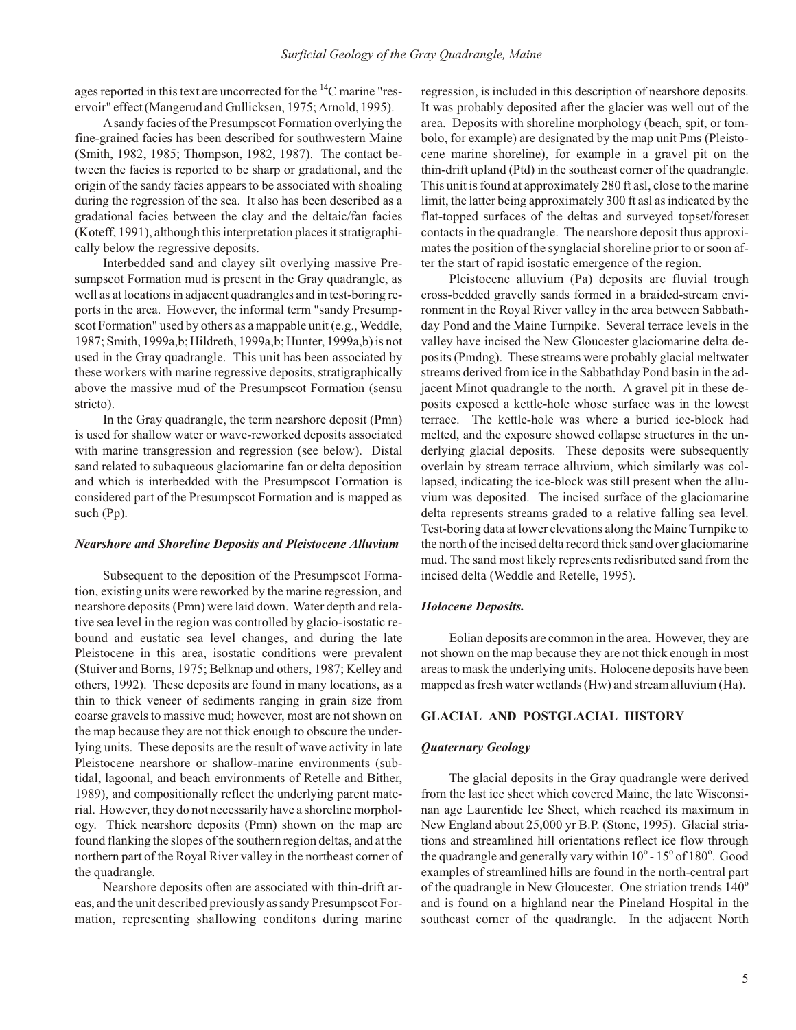ages reported in this text are uncorrected for the $^{14}C$ marine "reservoir" effect (Mangerud and Gullicksen, 1975; Arnold, 1995).

A sandy facies of the Presumpscot Formation overlying the fine-grained facies has been described for southwestern Maine (Smith, 1982, 1985; Thompson, 1982, 1987). The contact between the facies is reported to be sharp or gradational, and the origin of the sandy facies appears to be associated with shoaling during the regression of the sea. It also has been described as a gradational facies between the clay and the deltaic/fan facies (Koteff, 1991), although this interpretation places it stratigraphically below the regressive deposits.

Interbedded sand and clayey silt overlying massive Presumpscot Formation mud is present in the Gray quadrangle, as well as at locations in adjacent quadrangles and in test-boring reports in the area. However, the informal term "sandy Presumpscot Formation" used by others as a mappable unit (e.g., Weddle, 1987; Smith, 1999a,b; Hildreth, 1999a,b; Hunter, 1999a,b) is not used in the Gray quadrangle. This unit has been associated by these workers with marine regressive deposits, stratigraphically above the massive mud of the Presumpscot Formation (sensu stricto).

In the Gray quadrangle, the term nearshore deposit (Pmn) is used for shallow water or wave-reworked deposits associated with marine transgression and regression (see below). Distal sand related to subaqueous glaciomarine fan or delta deposition and which is interbedded with the Presumpscot Formation is considered part of the Presumpscot Formation and is mapped as such (Pp).

### *Nearshore and Shoreline Deposits and Pleistocene Alluvium*

Subsequent to the deposition of the Presumpscot Formation, existing units were reworked by the marine regression, and nearshore deposits (Pmn) were laid down. Water depth and relative sea level in the region was controlled by glacio-isostatic rebound and eustatic sea level changes, and during the late Pleistocene in this area, isostatic conditions were prevalent (Stuiver and Borns, 1975; Belknap and others, 1987; Kelley and others, 1992). These deposits are found in many locations, as a thin to thick veneer of sediments ranging in grain size from coarse gravels to massive mud; however, most are not shown on the map because they are not thick enough to obscure the underlying units. These deposits are the result of wave activity in late Pleistocene nearshore or shallow-marine environments (subtidal, lagoonal, and beach environments of Retelle and Bither, 1989), and compositionally reflect the underlying parent material. However, they do not necessarily have a shoreline morphology. Thick nearshore deposits (Pmn) shown on the map are found flanking the slopes of the southern region deltas, and at the northern part of the Royal River valley in the northeast corner of the quadrangle.

Nearshore deposits often are associated with thin-drift areas, and the unit described previously as sandy Presumpscot Formation, representing shallowing conditons during marine regression, is included in this description of nearshore deposits. It was probably deposited after the glacier was well out of the area. Deposits with shoreline morphology (beach, spit, or tombolo, for example) are designated by the map unit Pms (Pleistocene marine shoreline), for example in a gravel pit on the thin-drift upland (Ptd) in the southeast corner of the quadrangle. This unit is found at approximately 280 ft asl, close to the marine limit, the latter being approximately 300 ft asl as indicated by the flat-topped surfaces of the deltas and surveyed topset/foreset contacts in the quadrangle. The nearshore deposit thus approximates the position of the synglacial shoreline prior to or soon after the start of rapid isostatic emergence of the region.

Pleistocene alluvium (Pa) deposits are fluvial trough cross-bedded gravelly sands formed in a braided-stream environment in the Royal River valley in the area between Sabbathday Pond and the Maine Turnpike. Several terrace levels in the valley have incised the New Gloucester glaciomarine delta deposits (Pmdng). These streams were probably glacial meltwater streams derived from ice in the Sabbathday Pond basin in the adjacent Minot quadrangle to the north. A gravel pit in these deposits exposed a kettle-hole whose surface was in the lowest terrace. The kettle-hole was where a buried ice-block had melted, and the exposure showed collapse structures in the underlying glacial deposits. These deposits were subsequently overlain by stream terrace alluvium, which similarly was collapsed, indicating the ice-block was still present when the alluvium was deposited. The incised surface of the glaciomarine delta represents streams graded to a relative falling sea level. Test-boring data at lower elevations along the Maine Turnpike to the north of the incised delta record thick sand over glaciomarine mud. The sand most likely represents redisributed sand from the incised delta (Weddle and Retelle, 1995).

### *Holocene Deposits.*

Eolian deposits are common in the area. However, they are not shown on the map because they are not thick enough in most areas to mask the underlying units. Holocene deposits have been mapped as fresh water wetlands (Hw) and stream alluvium (Ha).

## GLACIAL AND POSTGLACIAL HISTORY

### *Quaternary Geology*

The glacial deposits in the Gray quadrangle were derived from the last ice sheet which covered Maine, the late Wisconsinan age Laurentide Ice Sheet, which reached its maximum in New England about 25,000 yr B.P. (Stone, 1995). Glacial striations and streamlined hill orientations reflect ice flow through the quadrangle and generally vary within $10^{\circ}$ - $15^{\circ}$ of $180^{\circ}$. Good examples of streamlined hills are found in the north-central part of the quadrangle in New Gloucester. One striation trends $140^{\circ}$ and is found on a highland near the Pineland Hospital in the southeast corner of the quadrangle. In the adjacent North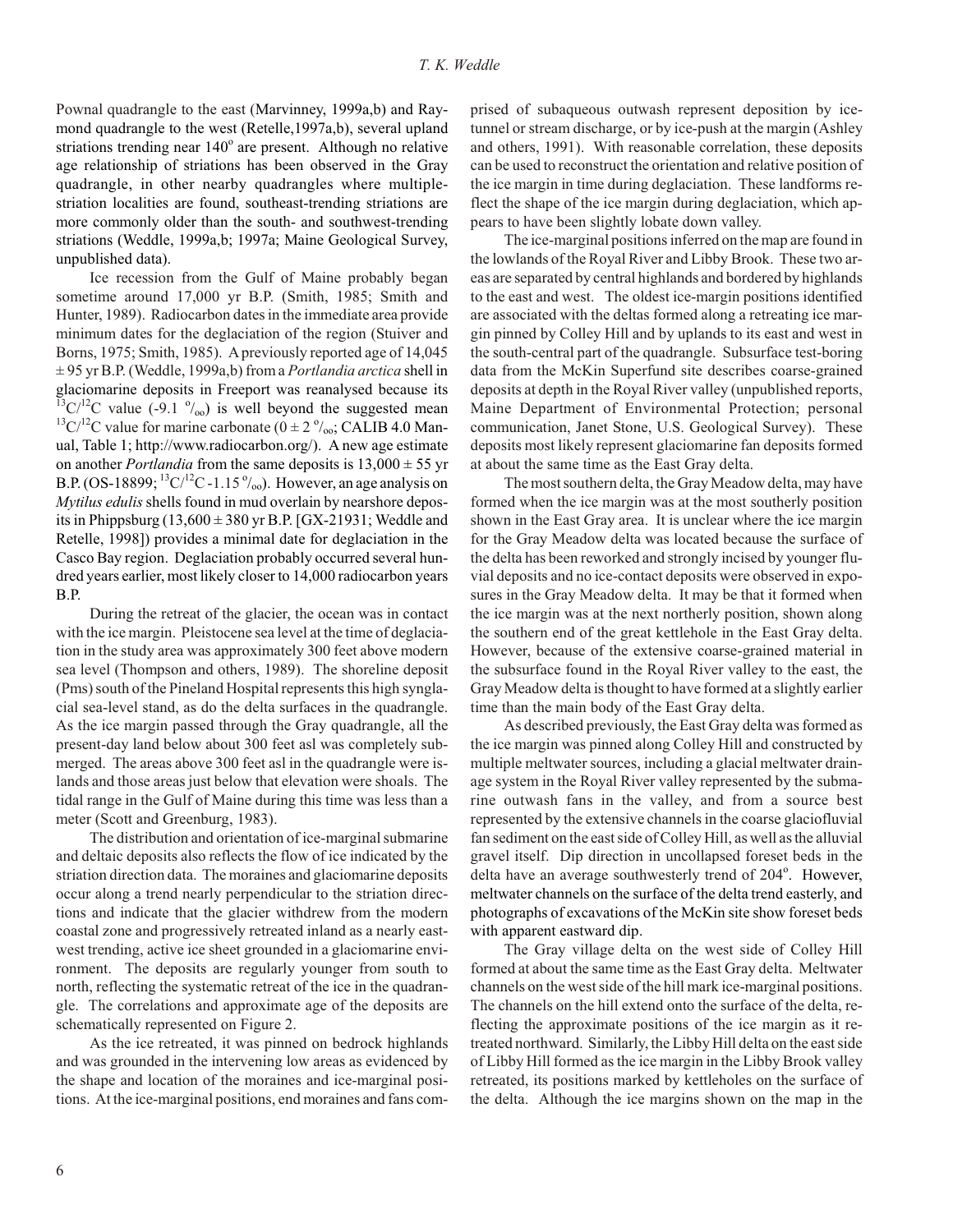Pownal quadrangle to the east (Marvinney, 1999a,b) and Raymond quadrangle to the west (Retelle,1997a,b), several upland striations trending near 140° are present. Although no relative age relationship of striations has been observed in the Gray quadrangle, in other nearby quadrangles where multiple-striation localities are found, southeast-trending striations are more commonly older than the south- and southwest-trending striations (Weddle, 1999a,b; 1997a; Maine Geological Survey, unpublished data).

Ice recession from the Gulf of Maine probably began sometime around 17,000 yr B.P. (Smith, 1985; Smith and Hunter, 1989). Radiocarbon dates in the immediate area provide minimum dates for the deglaciation of the region (Stuiver and Borns, 1975; Smith, 1985). A previously reported age of 14,045 ± 95 yr B.P. (Weddle, 1999a,b) from a *Portlandia arctica* shell in glaciomarine deposits in Freeport was reanalysed because its $^{13}C/^{12}C$ value (-9.1 ‰) is well beyond the suggested mean $^{13}C/^{12}C$ value for marine carbonate (0 ± 2 ‰; CALIB 4.0 Manual, Table 1; http://www.radiocarbon.org/). A new age estimate on another *Portlandia* from the same deposits is 13,000 ± 55 yr B.P. (OS-18899; $^{13}C/^{12}C$ -1.15 ‰). However, an age analysis on *Mytilus edulis* shells found in mud overlain by nearshore deposits in Phippsburg (13,600 ± 380 yr B.P. [GX-21931; Weddle and Retelle, 1998]) provides a minimal date for deglaciation in the Casco Bay region. Deglaciation probably occurred several hundred years earlier, most likely closer to 14,000 radiocarbon years B.P.

During the retreat of the glacier, the ocean was in contact with the ice margin. Pleistocene sea level at the time of deglaciation in the study area was approximately 300 feet above modern sea level (Thompson and others, 1989). The shoreline deposit (Pms) south of the Pineland Hospital represents this high synglacial sea-level stand, as do the delta surfaces in the quadrangle. As the ice margin passed through the Gray quadrangle, all the present-day land below about 300 feet asl was completely submerged. The areas above 300 feet asl in the quadrangle were islands and those areas just below that elevation were shoals. The tidal range in the Gulf of Maine during this time was less than a meter (Scott and Greenburg, 1983).

The distribution and orientation of ice-marginal submarine and deltaic deposits also reflects the flow of ice indicated by the striation direction data. The moraines and glaciomarine deposits occur along a trend nearly perpendicular to the striation directions and indicate that the glacier withdrew from the modern coastal zone and progressively retreated inland as a nearly east-west trending, active ice sheet grounded in a glaciomarine environment. The deposits are regularly younger from south to north, reflecting the systematic retreat of the ice in the quadrangle. The correlations and approximate age of the deposits are schematically represented on Figure 2.

As the ice retreated, it was pinned on bedrock highlands and was grounded in the intervening low areas as evidenced by the shape and location of the moraines and ice-marginal positions. At the ice-marginal positions, end moraines and fans comprised of subaqueous outwash represent deposition by ice-tunnel or stream discharge, or by ice-push at the margin (Ashley and others, 1991). With reasonable correlation, these deposits can be used to reconstruct the orientation and relative position of the ice margin in time during deglaciation. These landforms reflect the shape of the ice margin during deglaciation, which appears to have been slightly lobate down valley.

The ice-marginal positions inferred on the map are found in the lowlands of the Royal River and Libby Brook. These two areas are separated by central highlands and bordered by highlands to the east and west. The oldest ice-margin positions identified are associated with the deltas formed along a retreating ice margin pinned by Colley Hill and by uplands to its east and west in the south-central part of the quadrangle. Subsurface test-boring data from the McKin Superfund site describes coarse-grained deposits at depth in the Royal River valley (unpublished reports, Maine Department of Environmental Protection; personal communication, Janet Stone, U.S. Geological Survey). These deposits most likely represent glaciomarine fan deposits formed at about the same time as the East Gray delta.

The most southern delta, the Gray Meadow delta, may have formed when the ice margin was at the most southerly position shown in the East Gray area. It is unclear where the ice margin for the Gray Meadow delta was located because the surface of the delta has been reworked and strongly incised by younger fluvial deposits and no ice-contact deposits were observed in exposures in the Gray Meadow delta. It may be that it formed when the ice margin was at the next northerly position, shown along the southern end of the great kettlehole in the East Gray delta. However, because of the extensive coarse-grained material in the subsurface found in the Royal River valley to the east, the Gray Meadow delta is thought to have formed at a slightly earlier time than the main body of the East Gray delta.

As described previously, the East Gray delta was formed as the ice margin was pinned along Colley Hill and constructed by multiple meltwater sources, including a glacial meltwater drainage system in the Royal River valley represented by the submarine outwash fans in the valley, and from a source best represented by the extensive channels in the coarse glaciofluvial fan sediment on the east side of Colley Hill, as well as the alluvial gravel itself. Dip direction in uncollapsed foreset beds in the delta have an average southwesterly trend of 204°. However, meltwater channels on the surface of the delta trend easterly, and photographs of excavations of the McKin site show foreset beds with apparent eastward dip.

The Gray village delta on the west side of Colley Hill formed at about the same time as the East Gray delta. Meltwater channels on the west side of the hill mark ice-marginal positions. The channels on the hill extend onto the surface of the delta, reflecting the approximate positions of the ice margin as it retreated northward. Similarly, the Libby Hill delta on the east side of Libby Hill formed as the ice margin in the Libby Brook valley retreated, its positions marked by kettleholes on the surface of the delta. Although the ice margins shown on the map in the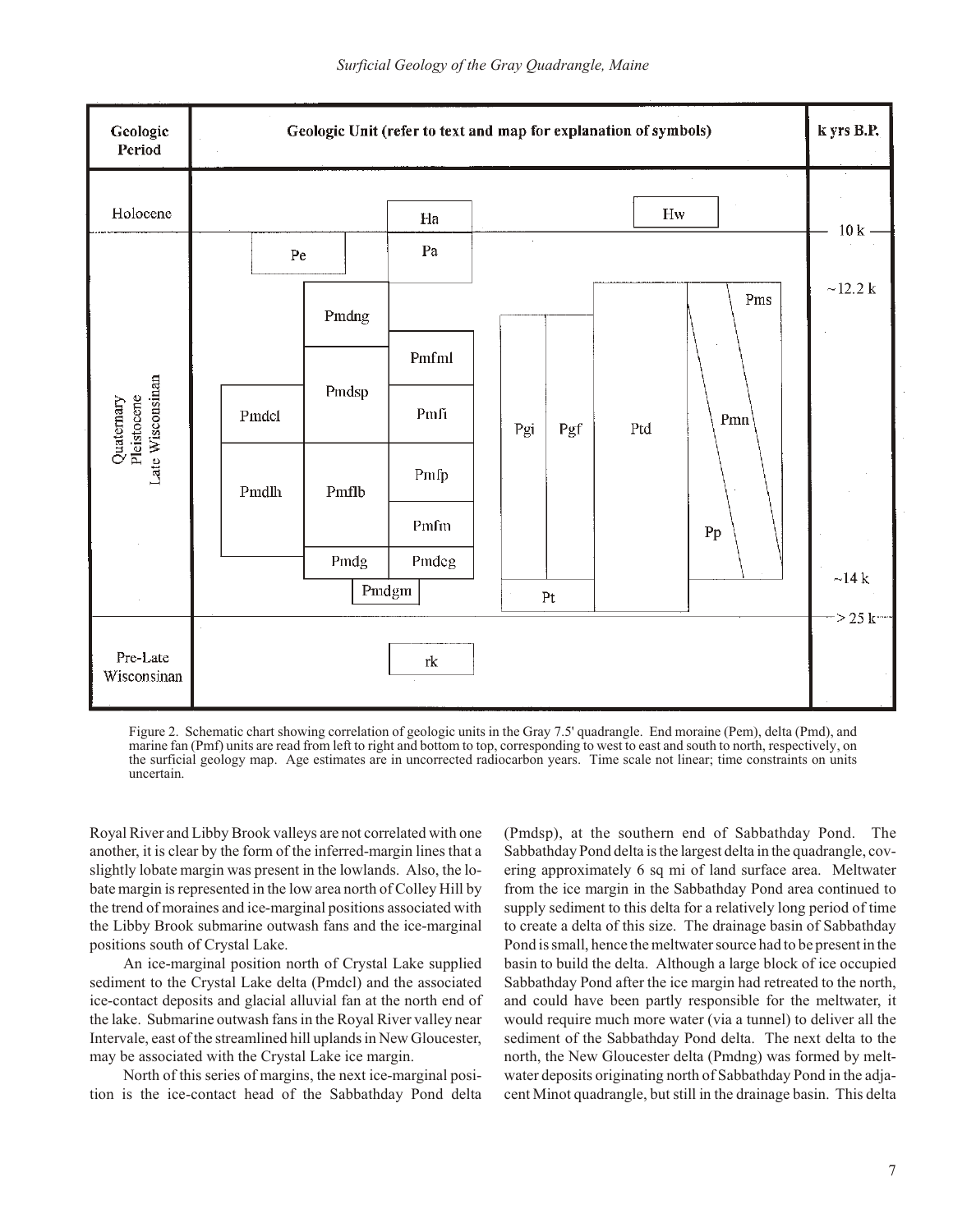Figure 2. Schematic chart showing correlation of geologic units in the Gray 7.5' quadrangle. End moraine (Pem), delta (Pmd), and marine fan (Pmf) units are read from left to right and bottom to top, corresponding to west to east and south to north, respectively, on the surficial geology map. Age estimates are in uncorrected radiocarbon years. Time scale not linear; time constraints on units uncertain.

Royal River and Libby Brook valleys are not correlated with one another, it is clear by the form of the inferred-margin lines that a slightly lobate margin was present in the lowlands. Also, the lobate margin is represented in the low area north of Colley Hill by the trend of moraines and ice-marginal positions associated with the Libby Brook submarine outwash fans and the ice-marginal positions south of Crystal Lake.

An ice-marginal position north of Crystal Lake supplied sediment to the Crystal Lake delta (Pmdcl) and the associated ice-contact deposits and glacial alluvial fan at the north end of the lake. Submarine outwash fans in the Royal River valley near Intervale, east of the streamlined hill uplands in New Gloucester, may be associated with the Crystal Lake ice margin.

North of this series of margins, the next ice-marginal position is the ice-contact head of the Sabbathday Pond delta (Pmdsp), at the southern end of Sabbathday Pond. The Sabbathday Pond delta is the largest delta in the quadrangle, covering approximately 6 sq mi of land surface area. Meltwater from the ice margin in the Sabbathday Pond area continued to supply sediment to this delta for a relatively long period of time to create a delta of this size. The drainage basin of Sabbathday Pond is small, hence the meltwater source had to be present in the basin to build the delta. Although a large block of ice occupied Sabbathday Pond after the ice margin had retreated to the north, and could have been partly responsible for the meltwater, it would require much more water (via a tunnel) to deliver all the sediment of the Sabbathday Pond delta. The next delta to the north, the New Gloucester delta (Pmdng) was formed by meltwater deposits originating north of Sabbathday Pond in the adjacent Minot quadrangle, but still in the drainage basin. This delta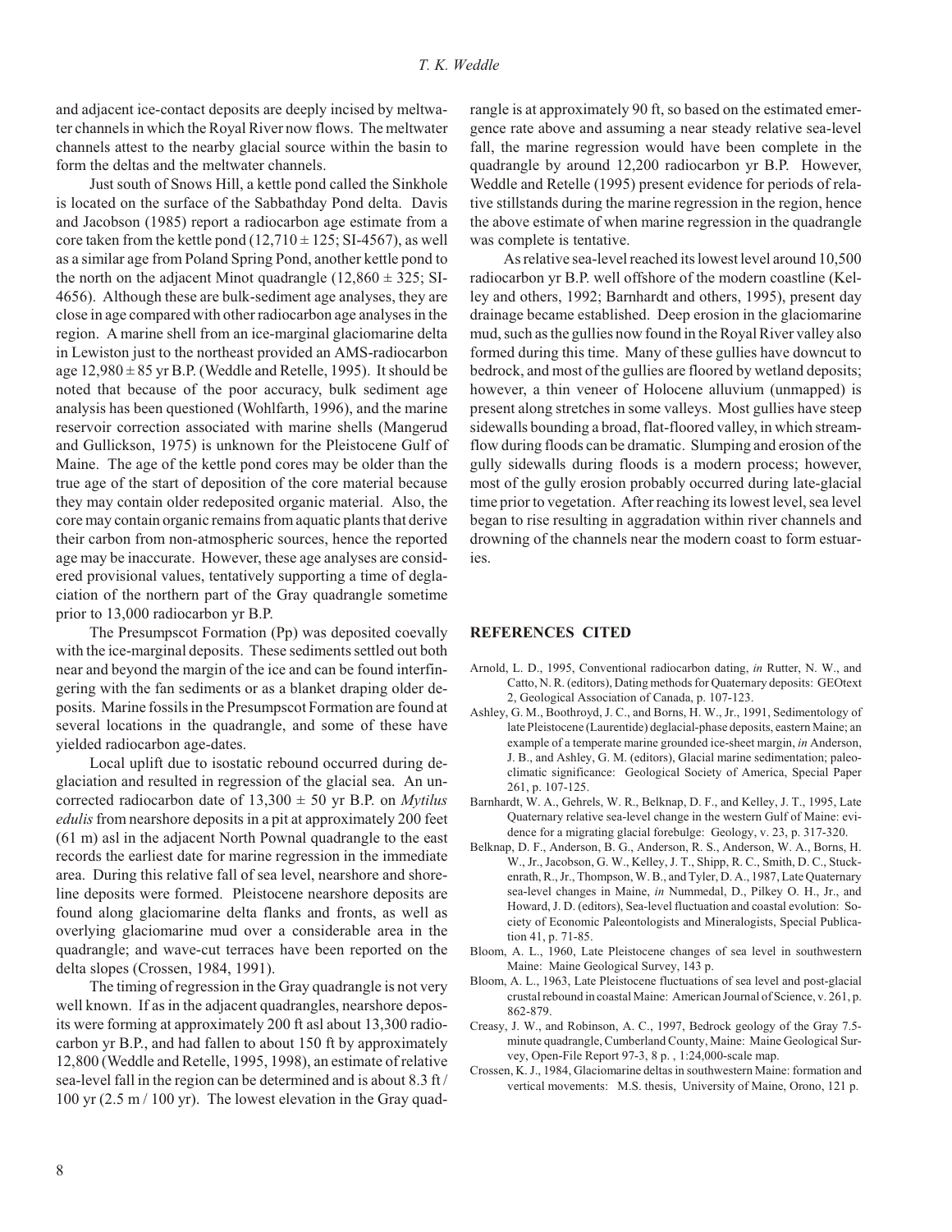and adjacent ice-contact deposits are deeply incised by meltwater channels in which the Royal River now flows. The meltwater channels attest to the nearby glacial source within the basin to form the deltas and the meltwater channels.

Just south of Snows Hill, a kettle pond called the Sinkhole is located on the surface of the Sabbathday Pond delta. Davis and Jacobson (1985) report a radiocarbon age estimate from a core taken from the kettle pond (12,710 ± 125; SI-4567), as well as a similar age from Poland Spring Pond, another kettle pond to the north on the adjacent Minot quadrangle (12,860 ± 325; SI-4656). Although these are bulk-sediment age analyses, they are close in age compared with other radiocarbon age analyses in the region. A marine shell from an ice-marginal glaciomarine delta in Lewiston just to the northeast provided an AMS-radiocarbon age 12,980 ± 85 yr B.P. (Weddle and Retelle, 1995). It should be noted that because of the poor accuracy, bulk sediment age analysis has been questioned (Wohlfarth, 1996), and the marine reservoir correction associated with marine shells (Mangerud and Gullickson, 1975) is unknown for the Pleistocene Gulf of Maine. The age of the kettle pond cores may be older than the true age of the start of deposition of the core material because they may contain older redeposited organic material. Also, the core may contain organic remains from aquatic plants that derive their carbon from non-atmospheric sources, hence the reported age may be inaccurate. However, these age analyses are considered provisional values, tentatively supporting a time of deglaciation of the northern part of the Gray quadrangle sometime prior to 13,000 radiocarbon yr B.P.

The Presumpscot Formation (Pp) was deposited coevally with the ice-marginal deposits. These sediments settled out both near and beyond the margin of the ice and can be found interfingering with the fan sediments or as a blanket draping older deposits. Marine fossils in the Presumpscot Formation are found at several locations in the quadrangle, and some of these have yielded radiocarbon age-dates.

Local uplift due to isostatic rebound occurred during deglaciation and resulted in regression of the glacial sea. An uncorrected radiocarbon date of 13,300 ± 50 yr B.P. on *Mytilus edulis* from nearshore deposits in a pit at approximately 200 feet (61 m) asl in the adjacent North Pownal quadrangle to the east records the earliest date for marine regression in the immediate area. During this relative fall of sea level, nearshore and shoreline deposits were formed. Pleistocene nearshore deposits are found along glaciomarine delta flanks and fronts, as well as overlying glaciomarine mud over a considerable area in the quadrangle; and wave-cut terraces have been reported on the delta slopes (Crossen, 1984, 1991).

The timing of regression in the Gray quadrangle is not very well known. If as in the adjacent quadrangles, nearshore deposits were forming at approximately 200 ft asl about 13,300 radiocarbon yr B.P., and had fallen to about 150 ft by approximately 12,800 (Weddle and Retelle, 1995, 1998), an estimate of relative sea-level fall in the region can be determined and is about 8.3 ft / 100 yr (2.5 m / 100 yr). The lowest elevation in the Gray quadrangle is at approximately 90 ft, so based on the estimated emergence rate above and assuming a near steady relative sea-level fall, the marine regression would have been complete in the quadrangle by around 12,200 radiocarbon yr B.P. However, Weddle and Retelle (1995) present evidence for periods of relative stillstands during the marine regression in the region, hence the above estimate of when marine regression in the quadrangle was complete is tentative.

As relative sea-level reached its lowest level around 10,500 radiocarbon yr B.P. well offshore of the modern coastline (Kelley and others, 1992; Barnhardt and others, 1995), present day drainage became established. Deep erosion in the glaciomarine mud, such as the gullies now found in the Royal River valley also formed during this time. Many of these gullies have downcut to bedrock, and most of the gullies are floored by wetland deposits; however, a thin veneer of Holocene alluvium (unmapped) is present along stretches in some valleys. Most gullies have steep sidewalls bounding a broad, flat-floored valley, in which streamflow during floods can be dramatic. Slumping and erosion of the gully sidewalls during floods is a modern process; however, most of the gully erosion probably occurred during late-glacial time prior to vegetation. After reaching its lowest level, sea level began to rise resulting in aggradation within river channels and drowning of the channels near the modern coast to form estuaries.

## REFERENCES CITED

Arnold, L. D., 1995, Conventional radiocarbon dating, *in* Rutter, N. W., and Catto, N. R. (editors), Dating methods for Quaternary deposits: GEOtext 2, Geological Association of Canada, p. 107-123.

Ashley, G. M., Boothroyd, J. C., and Borns, H. W., Jr., 1991, Sedimentology of late Pleistocene (Laurentide) deglacial-phase deposits, eastern Maine; an example of a temperate marine grounded ice-sheet margin, *in* Anderson, J. B., and Ashley, G. M. (editors), Glacial marine sedimentation; paleoclimatic significance: Geological Society of America, Special Paper 261, p. 107-125.

Barnhardt, W. A., Gehrels, W. R., Belknap, D. F., and Kelley, J. T., 1995, Late Quaternary relative sea-level change in the western Gulf of Maine: evidence for a migrating glacial forebulge: Geology, v. 23, p. 317-320.

Belknap, D. F., Anderson, B. G., Anderson, R. S., Anderson, W. A., Borns, H. W., Jr., Jacobson, G. W., Kelley, J. T., Shipp, R. C., Smith, D. C., Stuckenrath, R., Jr., Thompson, W. B., and Tyler, D. A., 1987, Late Quaternary sea-level changes in Maine, *in* Nummedal, D., Pilkey O. H., Jr., and Howard, J. D. (editors), Sea-level fluctuation and coastal evolution: Society of Economic Paleontologists and Mineralogists, Special Publication 41, p. 71-85.

Bloom, A. L., 1960, Late Pleistocene changes of sea level in southwestern Maine: Maine Geological Survey, 143 p.

Bloom, A. L., 1963, Late Pleistocene fluctuations of sea level and post-glacial crustal rebound in coastal Maine: American Journal of Science, v. 261, p. 862-879.

Creasy, J. W., and Robinson, A. C., 1997, Bedrock geology of the Gray 7.5-minute quadrangle, Cumberland County, Maine: Maine Geological Survey, Open-File Report 97-3, 8 p. , 1:24,000-scale map.

Crossen, K. J., 1984, Glaciomarine deltas in southwestern Maine: formation and vertical movements: M.S. thesis, University of Maine, Orono, 121 p.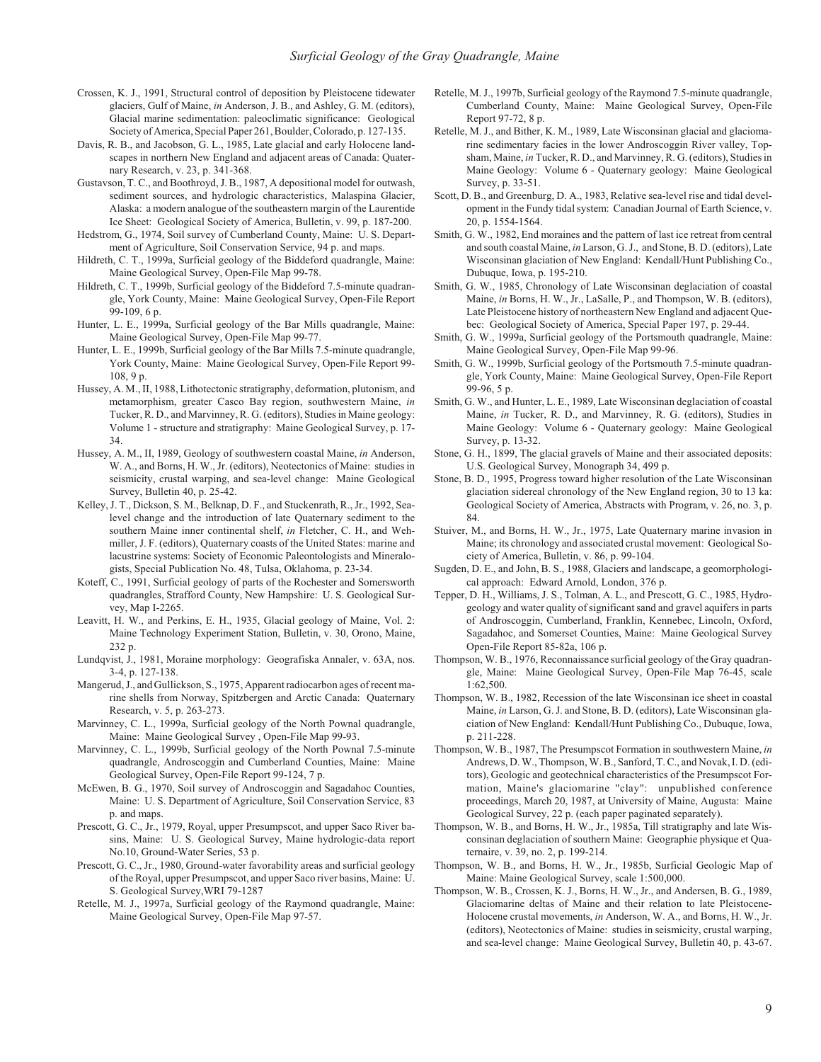Crossen, K. J., 1991, Structural control of deposition by Pleistocene tidewater glaciers, Gulf of Maine, *in* Anderson, J. B., and Ashley, G. M. (editors), Glacial marine sedimentation: paleoclimatic significance: Geological Society of America, Special Paper 261, Boulder, Colorado, p. 127-135.

Davis, R. B., and Jacobson, G. L., 1985, Late glacial and early Holocene landscapes in northern New England and adjacent areas of Canada: Quaternary Research, v. 23, p. 341-368.

Gustavson, T. C., and Boothroyd, J. B., 1987, A depositional model for outwash, sediment sources, and hydrologic characteristics, Malaspina Glacier, Alaska: a modern analogue of the southeastern margin of the Laurentide Ice Sheet: Geological Society of America, Bulletin, v. 99, p. 187-200.

Hedstrom, G., 1974, Soil survey of Cumberland County, Maine: U. S. Department of Agriculture, Soil Conservation Service, 94 p. and maps.

Hildreth, C. T., 1999a, Surficial geology of the Biddeford quadrangle, Maine: Maine Geological Survey, Open-File Map 99-78.

Hildreth, C. T., 1999b, Surficial geology of the Biddeford 7.5-minute quadrangle, York County, Maine: Maine Geological Survey, Open-File Report 99-109, 6 p.

Hunter, L. E., 1999a, Surficial geology of the Bar Mills quadrangle, Maine: Maine Geological Survey, Open-File Map 99-77.

Hunter, L. E., 1999b, Surficial geology of the Bar Mills 7.5-minute quadrangle, York County, Maine: Maine Geological Survey, Open-File Report 99-108, 9 p.

Hussey, A. M., II, 1988, Lithotectonic stratigraphy, deformation, plutonism, and metamorphism, greater Casco Bay region, southwestern Maine, *in* Tucker, R. D., and Marvinney, R. G. (editors), Studies in Maine geology: Volume 1 - structure and stratigraphy: Maine Geological Survey, p. 17-34.

Hussey, A. M., II, 1989, Geology of southwestern coastal Maine, *in* Anderson, W. A., and Borns, H. W., Jr. (editors), Neotectonics of Maine: studies in seismicity, crustal warping, and sea-level change: Maine Geological Survey, Bulletin 40, p. 25-42.

Kelley, J. T., Dickson, S. M., Belknap, D. F., and Stuckenrath, R., Jr., 1992, Sea-level change and the introduction of late Quaternary sediment to the southern Maine inner continental shelf, *in* Fletcher, C. H., and Wehmiller, J. F. (editors), Quaternary coasts of the United States: marine and lacustrine systems: Society of Economic Paleontologists and Mineralogists, Special Publication No. 48, Tulsa, Oklahoma, p. 23-34.

Koteff, C., 1991, Surficial geology of parts of the Rochester and Somersworth quadrangles, Strafford County, New Hampshire: U. S. Geological Survey, Map I-2265.

Leavitt, H. W., and Perkins, E. H., 1935, Glacial geology of Maine, Vol. 2: Maine Technology Experiment Station, Bulletin, v. 30, Orono, Maine, 232 p.

Lundqvist, J., 1981, Moraine morphology: Geografiska Annaler, v. 63A, nos. 3-4, p. 127-138.

Mangerud, J., and Gullickson, S., 1975, Apparent radiocarbon ages of recent marine shells from Norway, Spitzbergen and Arctic Canada: Quaternary Research, v. 5, p. 263-273.

Marvinney, C. L., 1999a, Surficial geology of the North Pownal quadrangle, Maine: Maine Geological Survey , Open-File Map 99-93.

Marvinney, C. L., 1999b, Surficial geology of the North Pownal 7.5-minute quadrangle, Androscoggin and Cumberland Counties, Maine: Maine Geological Survey, Open-File Report 99-124, 7 p.

McEwen, B. G., 1970, Soil survey of Androscoggin and Sagadahoc Counties, Maine: U. S. Department of Agriculture, Soil Conservation Service, 83 p. and maps.

Prescott, G. C., Jr., 1979, Royal, upper Presumpscot, and upper Saco River basins, Maine: U. S. Geological Survey, Maine hydrologic-data report No.10, Ground-Water Series, 53 p.

Prescott, G. C., Jr., 1980, Ground-water favorability areas and surficial geology of the Royal, upper Presumpscot, and upper Saco river basins, Maine: U. S. Geological Survey,WRI 79-1287

Retelle, M. J., 1997a, Surficial geology of the Raymond quadrangle, Maine: Maine Geological Survey, Open-File Map 97-57.

Retelle, M. J., 1997b, Surficial geology of the Raymond 7.5-minute quadrangle, Cumberland County, Maine: Maine Geological Survey, Open-File Report 97-72, 8 p.

Retelle, M. J., and Bither, K. M., 1989, Late Wisconsinan glacial and glaciomarine sedimentary facies in the lower Androscoggin River valley, Topsham, Maine, *in* Tucker, R. D., and Marvinney, R. G. (editors), Studies in Maine Geology: Volume 6 - Quaternary geology: Maine Geological Survey, p. 33-51.

Scott, D. B., and Greenburg, D. A., 1983, Relative sea-level rise and tidal development in the Fundy tidal system: Canadian Journal of Earth Science, v. 20, p. 1554-1564.

Smith, G. W., 1982, End moraines and the pattern of last ice retreat from central and south coastal Maine, *in* Larson, G. J., and Stone, B. D. (editors), Late Wisconsinan glaciation of New England: Kendall/Hunt Publishing Co., Dubuque, Iowa, p. 195-210.

Smith, G. W., 1985, Chronology of Late Wisconsinan deglaciation of coastal Maine, *in* Borns, H. W., Jr., LaSalle, P., and Thompson, W. B. (editors), Late Pleistocene history of northeastern New England and adjacent Quebec: Geological Society of America, Special Paper 197, p. 29-44.

Smith, G. W., 1999a, Surficial geology of the Portsmouth quadrangle, Maine: Maine Geological Survey, Open-File Map 99-96.

Smith, G. W., 1999b, Surficial geology of the Portsmouth 7.5-minute quadrangle, York County, Maine: Maine Geological Survey, Open-File Report 99-96, 5 p.

Smith, G. W., and Hunter, L. E., 1989, Late Wisconsinan deglaciation of coastal Maine, *in* Tucker, R. D., and Marvinney, R. G. (editors), Studies in Maine Geology: Volume 6 - Quaternary geology: Maine Geological Survey, p. 13-32.

Stone, G. H., 1899, The glacial gravels of Maine and their associated deposits: U.S. Geological Survey, Monograph 34, 499 p.

Stone, B. D., 1995, Progress toward higher resolution of the Late Wisconsinan glaciation sidereal chronology of the New England region, 30 to 13 ka: Geological Society of America, Abstracts with Program, v. 26, no. 3, p. 84.

Stuiver, M., and Borns, H. W., Jr., 1975, Late Quaternary marine invasion in Maine; its chronology and associated crustal movement: Geological Society of America, Bulletin, v. 86, p. 99-104.

Sugden, D. E., and John, B. S., 1988, Glaciers and landscape, a geomorphological approach: Edward Arnold, London, 376 p.

Tepper, D. H., Williams, J. S., Tolman, A. L., and Prescott, G. C., 1985, Hydrogeology and water quality of significant sand and gravel aquifers in parts of Androscoggin, Cumberland, Franklin, Kennebec, Lincoln, Oxford, Sagadahoc, and Somerset Counties, Maine: Maine Geological Survey Open-File Report 85-82a, 106 p.

Thompson, W. B., 1976, Reconnaissance surficial geology of the Gray quadrangle, Maine: Maine Geological Survey, Open-File Map 76-45, scale 1:62,500.

Thompson, W. B., 1982, Recession of the late Wisconsinan ice sheet in coastal Maine, *in* Larson, G. J. and Stone, B. D. (editors), Late Wisconsinan glaciation of New England: Kendall/Hunt Publishing Co., Dubuque, Iowa, p. 211-228.

Thompson, W. B., 1987, The Presumpscot Formation in southwestern Maine, *in* Andrews, D. W., Thompson, W. B., Sanford, T. C., and Novak, I. D. (editors), Geologic and geotechnical characteristics of the Presumpscot Formation, Maine's glaciomarine "clay": unpublished conference proceedings, March 20, 1987, at University of Maine, Augusta: Maine Geological Survey, 22 p. (each paper paginated separately).

Thompson, W. B., and Borns, H. W., Jr., 1985a, Till stratigraphy and late Wisconsinan deglaciation of southern Maine: Geographie physique et Quaternaire, v. 39, no. 2, p. 199-214.

Thompson, W. B., and Borns, H. W., Jr., 1985b, Surficial Geologic Map of Maine: Maine Geological Survey, scale 1:500,000.

Thompson, W. B., Crossen, K. J., Borns, H. W., Jr., and Andersen, B. G., 1989, Glaciomarine deltas of Maine and their relation to late Pleistocene-Holocene crustal movements, *in* Anderson, W. A., and Borns, H. W., Jr. (editors), Neotectonics of Maine: studies in seismicity, crustal warping, and sea-level change: Maine Geological Survey, Bulletin 40, p. 43-67.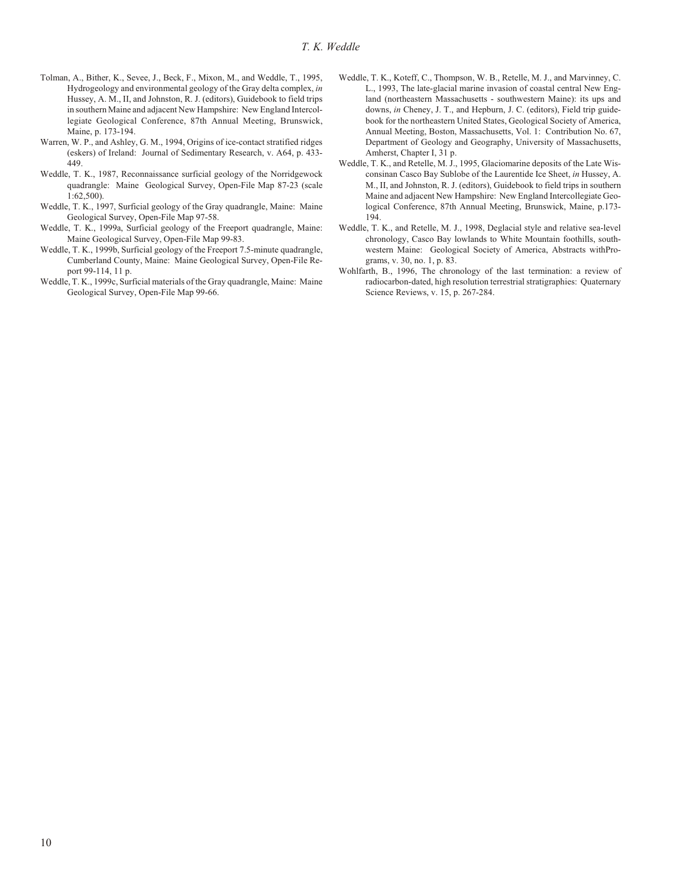Tolman, A., Bither, K., Sevee, J., Beck, F., Mixon, M., and Weddle, T., 1995, Hydrogeology and environmental geology of the Gray delta complex, *in* Hussey, A. M., II, and Johnston, R. J. (editors), Guidebook to field trips in southern Maine and adjacent New Hampshire: New England Intercollegiate Geological Conference, 87th Annual Meeting, Brunswick, Maine, p. 173-194.

Warren, W. P., and Ashley, G. M., 1994, Origins of ice-contact stratified ridges (eskers) of Ireland: Journal of Sedimentary Research, v. A64, p. 433-449.

Weddle, T. K., 1987, Reconnaissance surficial geology of the Norridgewock quadrangle: Maine Geological Survey, Open-File Map 87-23 (scale 1:62,500).

Weddle, T. K., 1997, Surficial geology of the Gray quadrangle, Maine: Maine Geological Survey, Open-File Map 97-58.

Weddle, T. K., 1999a, Surficial geology of the Freeport quadrangle, Maine: Maine Geological Survey, Open-File Map 99-83.

Weddle, T. K., 1999b, Surficial geology of the Freeport 7.5-minute quadrangle, Cumberland County, Maine: Maine Geological Survey, Open-File Report 99-114, 11 p.

Weddle, T. K., 1999c, Surficial materials of the Gray quadrangle, Maine: Maine Geological Survey, Open-File Map 99-66.

Weddle, T. K., Koteff, C., Thompson, W. B., Retelle, M. J., and Marvinney, C. L., 1993, The late-glacial marine invasion of coastal central New England (northeastern Massachusetts - southwestern Maine): its ups and downs, *in* Cheney, J. T., and Hepburn, J. C. (editors), Field trip guidebook for the northeastern United States, Geological Society of America, Annual Meeting, Boston, Massachusetts, Vol. 1: Contribution No. 67, Department of Geology and Geography, University of Massachusetts, Amherst, Chapter I, 31 p.

Weddle, T. K., and Retelle, M. J., 1995, Glaciomarine deposits of the Late Wisconsinan Casco Bay Sublobe of the Laurentide Ice Sheet, *in* Hussey, A. M., II, and Johnston, R. J. (editors), Guidebook to field trips in southern Maine and adjacent New Hampshire: New England Intercollegiate Geological Conference, 87th Annual Meeting, Brunswick, Maine, p.173-194.

Weddle, T. K., and Retelle, M. J., 1998, Deglacial style and relative sea-level chronology, Casco Bay lowlands to White Mountain foothills, southwestern Maine: Geological Society of America, Abstracts withPrograms, v. 30, no. 1, p. 83.

Wohlfarth, B., 1996, The chronology of the last termination: a review of radiocarbon-dated, high resolution terrestrial stratigraphies: Quaternary Science Reviews, v. 15, p. 267-284.